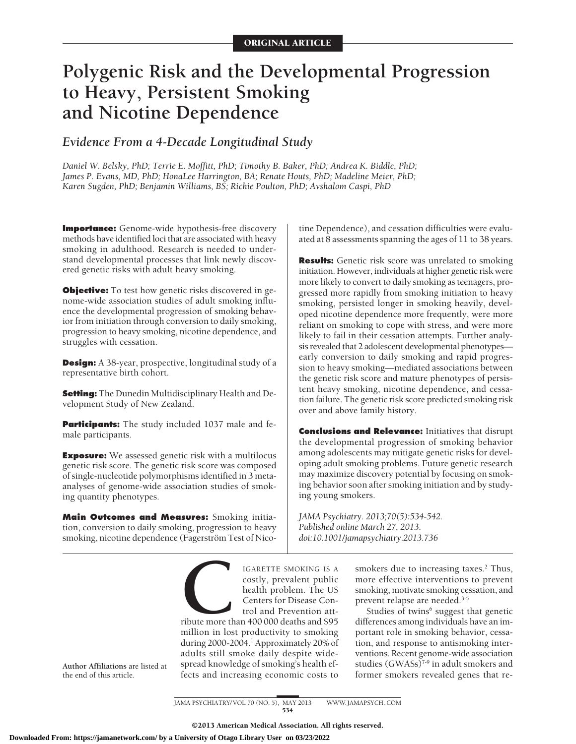ORIGINAL ARTICLE

# Polygenic Risk and the Developmental Progression to Heavy, Persistent Smoking and Nicotine Dependence

## *Evidence From a 4-Decade Longitudinal Study*

*Daniel W. Belsky, PhD; Terrie E. Moffitt, PhD; Timothy B. Baker, PhD; Andrea K. Biddle, PhD; James P. Evans, MD, PhD; HonaLee Harrington, BA; Renate Houts, PhD; Madeline Meier, PhD; Karen Sugden, PhD; Benjamin Williams, BS; Richie Poulton, PhD; Avshalom Caspi, PhD*

**Importance:** Genome-wide hypothesis-free discovery methods have identified loci that are associated with heavy smoking in adulthood. Research is needed to understand developmental processes that link newly discovered genetic risks with adult heavy smoking.

**Objective:** To test how genetic risks discovered in genome-wide association studies of adult smoking influence the developmental progression of smoking behavior from initiation through conversion to daily smoking, progression to heavy smoking, nicotine dependence, and struggles with cessation.

**Design:** A 38-year, prospective, longitudinal study of a representative birth cohort.

**Setting:** The Dunedin Multidisciplinary Health and Development Study of New Zealand.

**Participants:** The study included 1037 male and female participants.

**Exposure:** We assessed genetic risk with a multilocus genetic risk score. The genetic risk score was composed of single-nucleotide polymorphisms identified in 3 meta-analyses of genome-wide association studies of smoking quantity phenotypes.

**Main Outcomes and Measures:** Smoking initiation, conversion to daily smoking, progression to heavy smoking, nicotine dependence (Fagerström Test of Nicotine Dependence), and cessation difficulties were evaluated at 8 assessments spanning the ages of 11 to 38 years.

**Results:** Genetic risk score was unrelated to smoking initiation. However, individuals at higher genetic risk were more likely to convert to daily smoking as teenagers, progressed more rapidly from smoking initiation to heavy smoking, persisted longer in smoking heavily, developed nicotine dependence more frequently, were more reliant on smoking to cope with stress, and were more likely to fail in their cessation attempts. Further analysis revealed that 2 adolescent developmental phenotypes—early conversion to daily smoking and rapid progression to heavy smoking—mediated associations between the genetic risk score and mature phenotypes of persistent heavy smoking, nicotine dependence, and cessation failure. The genetic risk score predicted smoking risk over and above family history.

**Conclusions and Relevance:** Initiatives that disrupt the developmental progression of smoking behavior among adolescents may mitigate genetic risks for developing adult smoking problems. Future genetic research may maximize discovery potential by focusing on smoking behavior soon after smoking initiation and by studying young smokers.

*JAMA Psychiatry. 2013;70(5):534-542. Published online March 27, 2013. doi:10.1001/jamapsychiatry.2013.736*

**Author Affiliations** are listed at the end of this article.

CIGARETTE SMOKING IS A costly, prevalent public health problem. The US Centers for Disease Control and Prevention attribute more than 400 000 deaths and $95 million in lost productivity to smoking during 2000-2004.[1] Approximately 20% of adults still smoke daily despite widespread knowledge of smoking's health effects and increasing economic costs to smokers due to increasing taxes.[2] Thus, more effective interventions to prevent smoking, motivate smoking cessation, and prevent relapse are needed.[3-5]

Studies of twins[6] suggest that genetic differences among individuals have an important role in smoking behavior, cessation, and response to antismoking interventions. Recent genome-wide association studies (GWASs)[7-9] in adult smokers and former smokers revealed genes that re-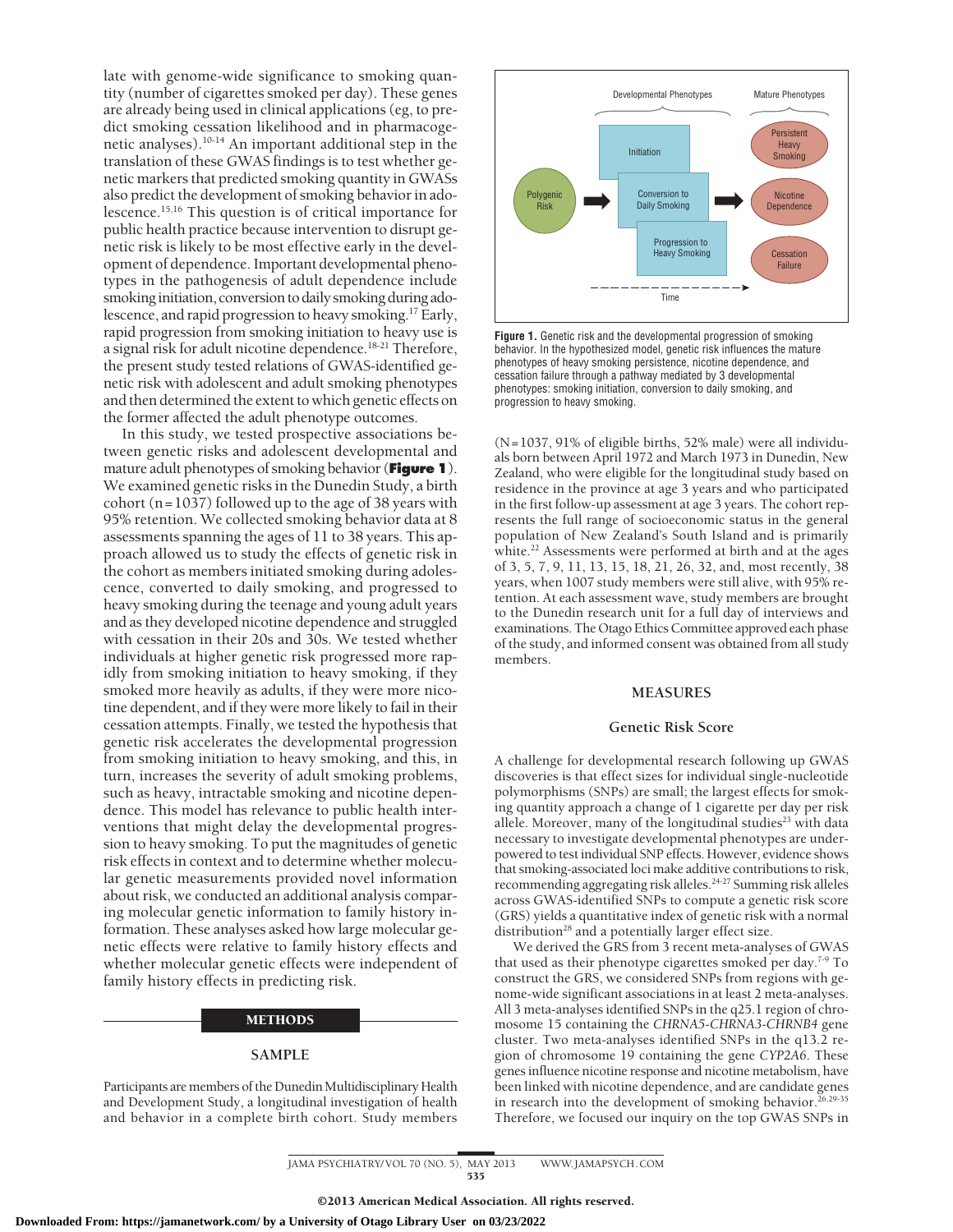late with genome-wide significance to smoking quantity (number of cigarettes smoked per day). These genes are already being used in clinical applications (eg, to predict smoking cessation likelihood and in pharmacogenetic analyses).[10-14] An important additional step in the translation of these GWAS findings is to test whether genetic markers that predicted smoking quantity in GWASs also predict the development of smoking behavior in adolescence.[15,16] This question is of critical importance for public health practice because intervention to disrupt genetic risk is likely to be most effective early in the development of dependence. Important developmental phenotypes in the pathogenesis of adult dependence include smoking initiation, conversion to daily smoking during adolescence, and rapid progression to heavy smoking.[17] Early, rapid progression from smoking initiation to heavy use is a signal risk for adult nicotine dependence.[18-21] Therefore, the present study tested relations of GWAS-identified genetic risk with adolescent and adult smoking phenotypes and then determined the extent to which genetic effects on the former affected the adult phenotype outcomes.

In this study, we tested prospective associations between genetic risks and adolescent developmental and mature adult phenotypes of smoking behavior (**Figure 1**). We examined genetic risks in the Dunedin Study, a birth cohort (n = 1037) followed up to the age of 38 years with 95% retention. We collected smoking behavior data at 8 assessments spanning the ages of 11 to 38 years. This approach allowed us to study the effects of genetic risk in the cohort as members initiated smoking during adolescence, converted to daily smoking, and progressed to heavy smoking during the teenage and young adult years and as they developed nicotine dependence and struggled with cessation in their 20s and 30s. We tested whether individuals at higher genetic risk progressed more rapidly from smoking initiation to heavy smoking, if they smoked more heavily as adults, if they were more nicotine dependent, and if they were more likely to fail in their cessation attempts. Finally, we tested the hypothesis that genetic risk accelerates the developmental progression from smoking initiation to heavy smoking, and this, in turn, increases the severity of adult smoking problems, such as heavy, intractable smoking and nicotine dependence. This model has relevance to public health interventions that might delay the developmental progression to heavy smoking. To put the magnitudes of genetic risk effects in context and to determine whether molecular genetic measurements provided novel information about risk, we conducted an additional analysis comparing molecular genetic information to family history information. These analyses asked how large molecular genetic effects were relative to family history effects and whether molecular genetic effects were independent of family history effects in predicting risk.

Developmental Phenotypes | Mature Phenotypes

Polygenic Risk → Initiation; Conversion to Daily Smoking; Progression to Heavy Smoking → Persistent Heavy Smoking; Nicotine Dependence; Cessation Failure

Time

**Figure 1.** Genetic risk and the developmental progression of smoking behavior. In the hypothesized model, genetic risk influences the mature phenotypes of heavy smoking persistence, nicotine dependence, and cessation failure through a pathway mediated by 3 developmental phenotypes: smoking initiation, conversion to daily smoking, and progression to heavy smoking.

## METHODS

### SAMPLE

Participants are members of the Dunedin Multidisciplinary Health and Development Study, a longitudinal investigation of health and behavior in a complete birth cohort. Study members (N = 1037, 91% of eligible births, 52% male) were all individuals born between April 1972 and March 1973 in Dunedin, New Zealand, who were eligible for the longitudinal study based on residence in the province at age 3 years and who participated in the first follow-up assessment at age 3 years. The cohort represents the full range of socioeconomic status in the general population of New Zealand's South Island and is primarily white.[22] Assessments were performed at birth and at the ages of 3, 5, 7, 9, 11, 13, 15, 18, 21, 26, 32, and, most recently, 38 years, when 1007 study members were still alive, with 95% retention. At each assessment wave, study members are brought to the Dunedin research unit for a full day of interviews and examinations. The Otago Ethics Committee approved each phase of the study, and informed consent was obtained from all study members.

## MEASURES

### Genetic Risk Score

A challenge for developmental research following up GWAS discoveries is that effect sizes for individual single-nucleotide polymorphisms (SNPs) are small; the largest effects for smoking quantity approach a change of 1 cigarette per day per risk allele. Moreover, many of the longitudinal studies[23] with data necessary to investigate developmental phenotypes are underpowered to test individual SNP effects. However, evidence shows that smoking-associated loci make additive contributions to risk, recommending aggregating risk alleles.[24-27] Summing risk alleles across GWAS-identified SNPs to compute a genetic risk score (GRS) yields a quantitative index of genetic risk with a normal distribution[28] and a potentially larger effect size.

We derived the GRS from 3 recent meta-analyses of GWAS that used as their phenotype cigarettes smoked per day.[7-9] To construct the GRS, we considered SNPs from regions with genome-wide significant associations in at least 2 meta-analyses. All 3 meta-analyses identified SNPs in the q25.1 region of chromosome 15 containing the *CHRNA5-CHRNA3-CHRNB4* gene cluster. Two meta-analyses identified SNPs in the q13.2 region of chromosome 19 containing the gene *CYP2A6*. These genes influence nicotine response and nicotine metabolism, have been linked with nicotine dependence, and are candidate genes in research into the development of smoking behavior.[26,29-35] Therefore, we focused our inquiry on the top GWAS SNPs in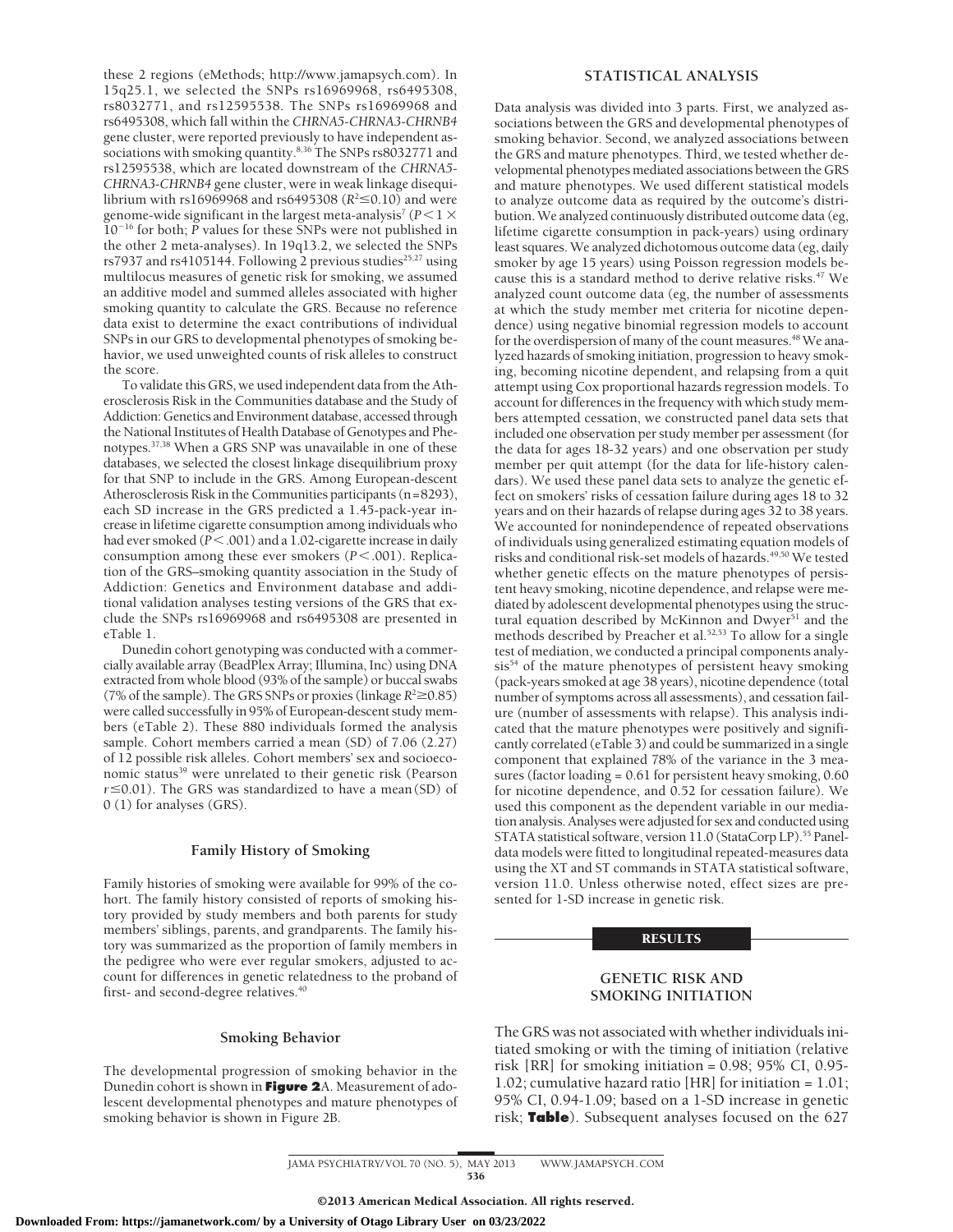these 2 regions (eMethods; http://www.jamapsych.com). In 15q25.1, we selected the SNPs rs16969968, rs6495308, rs8032771, and rs12595538. The SNPs rs16969968 and rs6495308, which fall within the *CHRNA5-CHRNA3-CHRNB4* gene cluster, were reported previously to have independent associations with smoking quantity.[8,36] The SNPs rs8032771 and rs12595538, which are located downstream of the *CHRNA5-CHRNA3-CHRNB4* gene cluster, were in weak linkage disequilibrium with rs16969968 and rs6495308 ($R^2 \leq 0.10$) and were genome-wide significant in the largest meta-analysis[7] ($P < 1 \times 10^{-16}$ for both; *P* values for these SNPs were not published in the other 2 meta-analyses). In 19q13.2, we selected the SNPs rs7937 and rs4105144. Following 2 previous studies[25,27] using multilocus measures of genetic risk for smoking, we assumed an additive model and summed alleles associated with higher smoking quantity to calculate the GRS. Because no reference data exist to determine the exact contributions of individual SNPs in our GRS to developmental phenotypes of smoking behavior, we used unweighted counts of risk alleles to construct the score.

To validate this GRS, we used independent data from the Atherosclerosis Risk in the Communities database and the Study of Addiction: Genetics and Environment database, accessed through the National Institutes of Health Database of Genotypes and Phenotypes.[37,38] When a GRS SNP was unavailable in one of these databases, we selected the closest linkage disequilibrium proxy for that SNP to include in the GRS. Among European-descent Atherosclerosis Risk in the Communities participants (n = 8293), each SD increase in the GRS predicted a 1.45-pack-year increase in lifetime cigarette consumption among individuals who had ever smoked ($P < .001$) and a 1.02-cigarette increase in daily consumption among these ever smokers ($P < .001$). Replication of the GRS–smoking quantity association in the Study of Addiction: Genetics and Environment database and additional validation analyses testing versions of the GRS that exclude the SNPs rs16969968 and rs6495308 are presented in eTable 1.

Dunedin cohort genotyping was conducted with a commercially available array (BeadPlex Array; Illumina, Inc) using DNA extracted from whole blood (93% of the sample) or buccal swabs (7% of the sample). The GRS SNPs or proxies (linkage $R^2 \geq 0.85$) were called successfully in 95% of European-descent study members (eTable 2). These 880 individuals formed the analysis sample. Cohort members carried a mean (SD) of 7.06 (2.27) of 12 possible risk alleles. Cohort members' sex and socioeconomic status[39] were unrelated to their genetic risk (Pearson $r \leq 0.01$). The GRS was standardized to have a mean (SD) of 0 (1) for analyses (GRS).

### Family History of Smoking

Family histories of smoking were available for 99% of the cohort. The family history consisted of reports of smoking history provided by study members and both parents for study members' siblings, parents, and grandparents. The family history was summarized as the proportion of family members in the pedigree who were ever regular smokers, adjusted to account for differences in genetic relatedness to the proband of first- and second-degree relatives.[40]

### Smoking Behavior

The developmental progression of smoking behavior in the Dunedin cohort is shown in **Figure 2**A. Measurement of adolescent developmental phenotypes and mature phenotypes of smoking behavior is shown in Figure 2B.

### STATISTICAL ANALYSIS

Data analysis was divided into 3 parts. First, we analyzed associations between the GRS and developmental phenotypes of smoking behavior. Second, we analyzed associations between the GRS and mature phenotypes. Third, we tested whether developmental phenotypes mediated associations between the GRS and mature phenotypes. We used different statistical models to analyze outcome data as required by the outcome's distribution. We analyzed continuously distributed outcome data (eg, lifetime cigarette consumption in pack-years) using ordinary least squares. We analyzed dichotomous outcome data (eg, daily smoker by age 15 years) using Poisson regression models because this is a standard method to derive relative risks.[47] We analyzed count outcome data (eg, the number of assessments at which the study member met criteria for nicotine dependence) using negative binomial regression models to account for the overdispersion of many of the count measures.[48] We analyzed hazards of smoking initiation, progression to heavy smoking, becoming nicotine dependent, and relapsing from a quit attempt using Cox proportional hazards regression models. To account for differences in the frequency with which study members attempted cessation, we constructed panel data sets that included one observation per study member per assessment (for the data for ages 18-32 years) and one observation per study member per quit attempt (for the data for life-history calendars). We used these panel data sets to analyze the genetic effect on smokers' risks of cessation failure during ages 18 to 32 years and on their hazards of relapse during ages 32 to 38 years. We accounted for nonindependence of repeated observations of individuals using generalized estimating equation models of risks and conditional risk-set models of hazards.[49,50] We tested whether genetic effects on the mature phenotypes of persistent heavy smoking, nicotine dependence, and relapse were mediated by adolescent developmental phenotypes using the structural equation described by McKinnon and Dwyer[51] and the methods described by Preacher et al.[52,53] To allow for a single test of mediation, we conducted a principal components analysis[54] of the mature phenotypes of persistent heavy smoking (pack-years smoked at age 38 years), nicotine dependence (total number of symptoms across all assessments), and cessation failure (number of assessments with relapse). This analysis indicated that the mature phenotypes were positively and significantly correlated (eTable 3) and could be summarized in a single component that explained 78% of the variance in the 3 measures (factor loading = 0.61 for persistent heavy smoking, 0.60 for nicotine dependence, and 0.52 for cessation failure). We used this component as the dependent variable in our mediation analysis. Analyses were adjusted for sex and conducted using STATA statistical software, version 11.0 (StataCorp LP).[55] Panel-data models were fitted to longitudinal repeated-measures data using the XT and ST commands in STATA statistical software, version 11.0. Unless otherwise noted, effect sizes are presented for 1-SD increase in genetic risk.

## RESULTS

### GENETIC RISK AND SMOKING INITIATION

The GRS was not associated with whether individuals initiated smoking or with the timing of initiation (relative risk [RR] for smoking initiation = 0.98; 95% CI, 0.95-1.02; cumulative hazard ratio [HR] for initiation = 1.01; 95% CI, 0.94-1.09; based on a 1-SD increase in genetic risk; **Table**). Subsequent analyses focused on the 627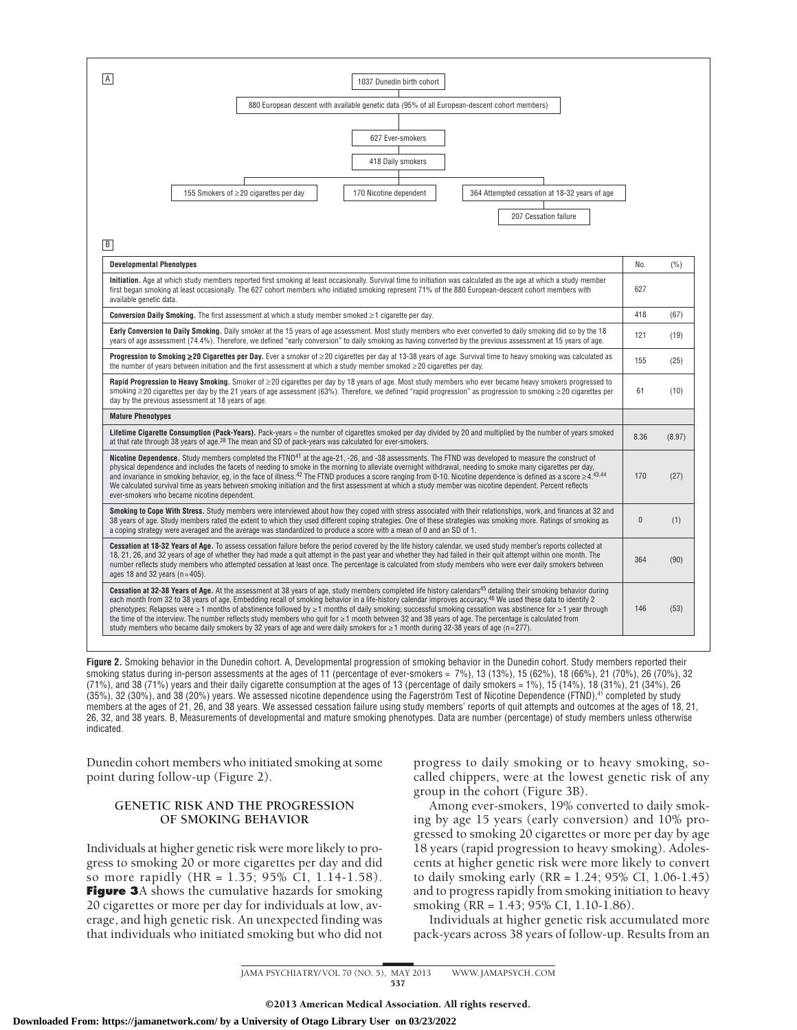A

1037 Dunedin birth cohort

880 European descent with available genetic data (95% of all European-descent cohort members)

627 Ever-smokers

418 Daily smokers

155 Smokers of ≥20 cigarettes per day | 170 Nicotine dependent | 364 Attempted cessation at 18-32 years of age

207 Cessation failure

B

| Developmental Phenotypes | No. | (%) |
|---|---|---|
| **Initiation.** Age at which study members reported first smoking at least occasionally. Survival time to initiation was calculated as the age at which a study member first began smoking at least occasionally. The 627 cohort members who initiated smoking represent 71% of the 880 European-descent cohort members with available genetic data. | 627 | |
| **Conversion Daily Smoking.** The first assessment at which a study member smoked ≥1 cigarette per day. | 418 | (67) |
| **Early Conversion to Daily Smoking.** Daily smoker at the 15 years of age assessment. Most study members who ever converted to daily smoking did so by the 18 years of age assessment (74.4%). Therefore, we defined "early conversion" to daily smoking as having converted by the previous assessment at 15 years of age. | 121 | (19) |
| **Progression to Smoking ≥20 Cigarettes per Day.** Ever a smoker of ≥20 cigarettes per day at 13-38 years of age. Survival time to heavy smoking was calculated as the number of years between initiation and the first assessment at which a study member smoked ≥20 cigarettes per day. | 155 | (25) |
| **Rapid Progression to Heavy Smoking.** Smoker of ≥20 cigarettes per day by 18 years of age. Most study members who ever became heavy smokers progressed to smoking ≥20 cigarettes per day by the 21 years of age assessment (63%). Therefore, we defined "rapid progression" as progression to smoking ≥20 cigarettes per day by the previous assessment at 18 years of age. | 61 | (10) |
| **Mature Phenotypes** | | |
| **Lifetime Cigarette Consumption (Pack-Years).** Pack-years = the number of cigarettes smoked per day divided by 20 and multiplied by the number of years smoked at that rate through 38 years of age.[38] The mean and SD of pack-years was calculated for ever-smokers. | 8.36 | (8.97) |
| **Nicotine Dependence.** Study members completed the FTND[41] at the age-21, -26, and -38 assessments. The FTND was developed to measure the construct of physical dependence and includes the facets of needing to smoke in the morning to alleviate overnight withdrawal, needing to smoke many cigarettes per day, and invariance in smoking behavior, eg, in the face of illness.[42] The FTND produces a score ranging from 0-10. Nicotine dependence is defined as a score ≥4.[43,44] We calculated survival time as years between smoking initiation and the first assessment at which a study member was nicotine dependent. Percent reflects ever-smokers who became nicotine dependent. | 170 | (27) |
| **Smoking to Cope With Stress.** Study members were interviewed about how they coped with stress associated with their relationships, work, and finances at 32 and 38 years of age. Study members rated the extent to which they used different coping strategies. One of these strategies was smoking more. Ratings of smoking as a coping strategy were averaged and the average was standardized to produce a score with a mean of 0 and an SD of 1. | 0 | (1) |
| **Cessation at 18-32 Years of Age.** To assess cessation failure before the period covered by the life history calendar, we used study member's reports collected at 18, 21, 26, and 32 years of age of whether they had made a quit attempt in the past year and whether they had failed in their quit attempt within one month. The number reflects study members who attempted cessation at least once. The percentage is calculated from study members who were ever daily smokers between ages 18 and 32 years (n = 405). | 364 | (90) |
| **Cessation at 32-38 Years of Age.** At the assessment at 38 years of age, study members completed life history calendars[45] detailing their smoking behavior during each month from 32 to 38 years of age. Embedding recall of smoking behavior in a life-history calendar improves accuracy.[46] We used these data to identify 2 phenotypes: Relapses were ≥1 months of abstinence followed by ≥1 months of daily smoking; successful smoking cessation was abstinence for ≥1 year through the time of the interview. The number reflects study members who quit for ≥1 month between 32 and 38 years of age. The percentage is calculated from study members who became daily smokers by 32 years of age and were daily smokers for ≥1 month during 32-38 years of age (n = 277). | 146 | (53) |

**Figure 2.** Smoking behavior in the Dunedin cohort. A, Developmental progression of smoking behavior in the Dunedin cohort. Study members reported their smoking status during in-person assessments at the ages of 11 (percentage of ever-smokers = 7%), 13 (13%), 15 (62%), 18 (66%), 21 (70%), 26 (70%), 32 (71%), and 38 (71%) years and their daily cigarette consumption at the ages of 13 (percentage of daily smokers = 1%), 15 (14%), 18 (31%), 21 (34%), 26 (35%), 32 (30%), and 38 (20%) years. We assessed nicotine dependence using the Fagerström Test of Nicotine Dependence (FTND),[41] completed by study members at the ages of 21, 26, and 38 years. We assessed cessation failure using study members' reports of quit attempts and outcomes at the ages of 18, 21, 26, 32, and 38 years. B, Measurements of developmental and mature smoking phenotypes. Data are number (percentage) of study members unless otherwise indicated.

Dunedin cohort members who initiated smoking at some point during follow-up (Figure 2).

## GENETIC RISK AND THE PROGRESSION OF SMOKING BEHAVIOR

Individuals at higher genetic risk were more likely to progress to smoking 20 or more cigarettes per day and did so more rapidly (HR = 1.35; 95% CI, 1.14-1.58). **Figure 3**A shows the cumulative hazards for smoking 20 cigarettes or more per day for individuals at low, average, and high genetic risk. An unexpected finding was that individuals who initiated smoking but who did not progress to daily smoking or to heavy smoking, so-called chippers, were at the lowest genetic risk of any group in the cohort (Figure 3B).

Among ever-smokers, 19% converted to daily smoking by age 15 years (early conversion) and 10% progressed to smoking 20 cigarettes or more per day by age 18 years (rapid progression to heavy smoking). Adolescents at higher genetic risk were more likely to convert to daily smoking early (RR = 1.24; 95% CI, 1.06-1.45) and to progress rapidly from smoking initiation to heavy smoking (RR = 1.43; 95% CI, 1.10-1.86).

Individuals at higher genetic risk accumulated more pack-years across 38 years of follow-up. Results from an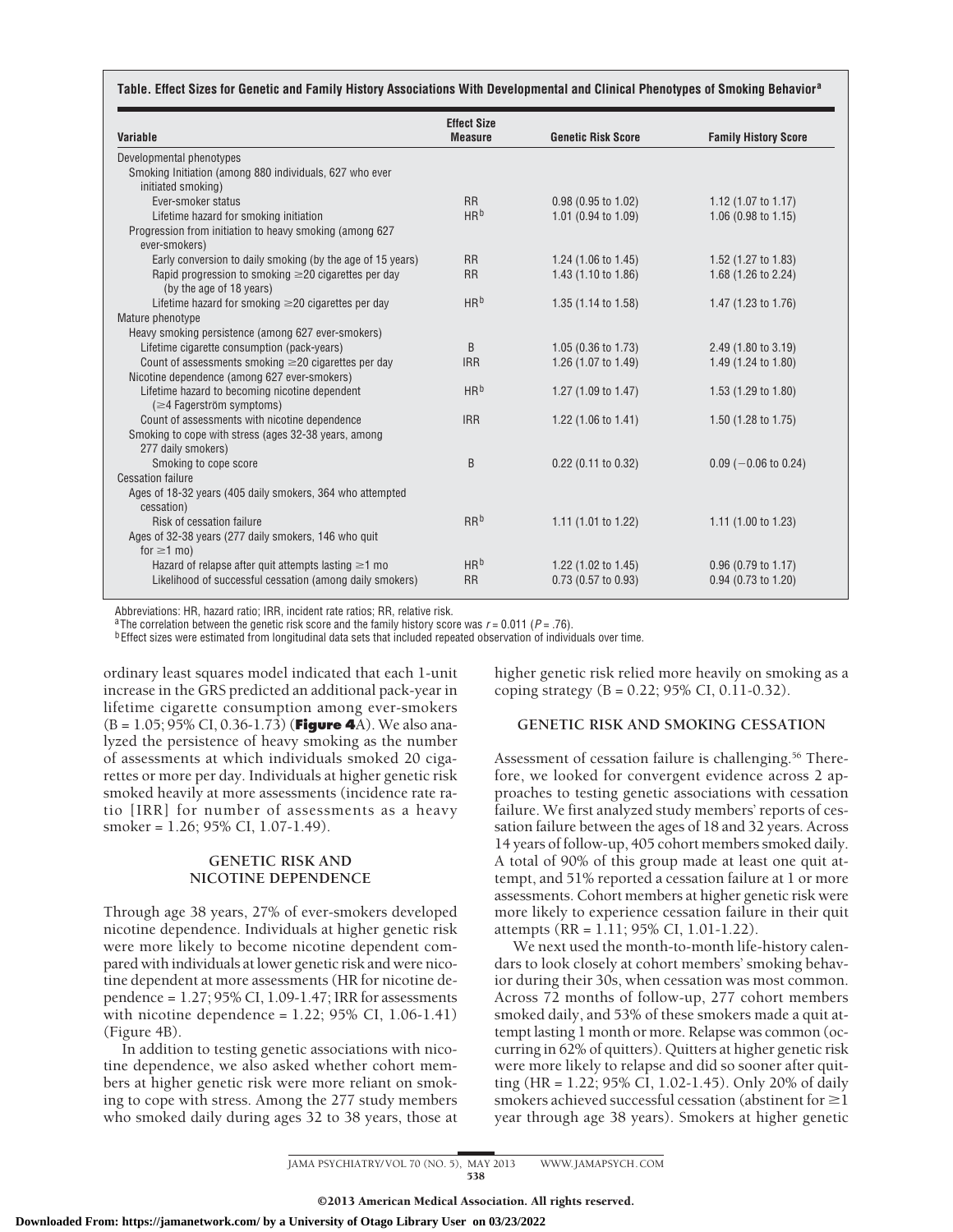**Table. Effect Sizes for Genetic and Family History Associations With Developmental and Clinical Phenotypes of Smoking Behavior[a]**

| Variable | Effect Size Measure | Genetic Risk Score | Family History Score |
|---|---|---|---|
| Developmental phenotypes | | | |
| Smoking Initiation (among 880 individuals, 627 who ever initiated smoking) | | | |
| Ever-smoker status | RR | 0.98 (0.95 to 1.02) | 1.12 (1.07 to 1.17) |
| Lifetime hazard for smoking initiation | HR[b] | 1.01 (0.94 to 1.09) | 1.06 (0.98 to 1.15) |
| Progression from initiation to heavy smoking (among 627 ever-smokers) | | | |
| Early conversion to daily smoking (by the age of 15 years) | RR | 1.24 (1.06 to 1.45) | 1.52 (1.27 to 1.83) |
| Rapid progression to smoking ≥20 cigarettes per day (by the age of 18 years) | RR | 1.43 (1.10 to 1.86) | 1.68 (1.26 to 2.24) |
| Lifetime hazard for smoking ≥20 cigarettes per day | HR[b] | 1.35 (1.14 to 1.58) | 1.47 (1.23 to 1.76) |
| Mature phenotype | | | |
| Heavy smoking persistence (among 627 ever-smokers) | | | |
| Lifetime cigarette consumption (pack-years) | B | 1.05 (0.36 to 1.73) | 2.49 (1.80 to 3.19) |
| Count of assessments smoking ≥20 cigarettes per day | IRR | 1.26 (1.07 to 1.49) | 1.49 (1.24 to 1.80) |
| Nicotine dependence (among 627 ever-smokers) | | | |
| Lifetime hazard to becoming nicotine dependent (≥4 Fagerström symptoms) | HR[b] | 1.27 (1.09 to 1.47) | 1.53 (1.29 to 1.80) |
| Count of assessments with nicotine dependence | IRR | 1.22 (1.06 to 1.41) | 1.50 (1.28 to 1.75) |
| Smoking to cope with stress (ages 32-38 years, among 277 daily smokers) | | | |
| Smoking to cope score | B | 0.22 (0.11 to 0.32) | 0.09 (−0.06 to 0.24) |
| Cessation failure | | | |
| Ages of 18-32 years (405 daily smokers, 364 who attempted cessation) | | | |
| Risk of cessation failure | RR[b] | 1.11 (1.01 to 1.22) | 1.11 (1.00 to 1.23) |
| Ages of 32-38 years (277 daily smokers, 146 who quit for ≥1 mo) | | | |
| Hazard of relapse after quit attempts lasting ≥1 mo | HR[b] | 1.22 (1.02 to 1.45) | 0.96 (0.79 to 1.17) |
| Likelihood of successful cessation (among daily smokers) | RR | 0.73 (0.57 to 0.93) | 0.94 (0.73 to 1.20) |

Abbreviations: HR, hazard ratio; IRR, incident rate ratios; RR, relative risk.

[a] The correlation between the genetic risk score and the family history score was $r = 0.011$ ($P = .76$).

[b] Effect sizes were estimated from longitudinal data sets that included repeated observation of individuals over time.

ordinary least squares model indicated that each 1-unit increase in the GRS predicted an additional pack-year in lifetime cigarette consumption among ever-smokers (B = 1.05; 95% CI, 0.36-1.73) (**Figure 4**A). We also analyzed the persistence of heavy smoking as the number of assessments at which individuals smoked 20 cigarettes or more per day. Individuals at higher genetic risk smoked heavily at more assessments (incidence rate ratio [IRR] for number of assessments as a heavy smoker = 1.26; 95% CI, 1.07-1.49).

## GENETIC RISK AND NICOTINE DEPENDENCE

Through age 38 years, 27% of ever-smokers developed nicotine dependence. Individuals at higher genetic risk were more likely to become nicotine dependent compared with individuals at lower genetic risk and were nicotine dependent at more assessments (HR for nicotine dependence = 1.27; 95% CI, 1.09-1.47; IRR for assessments with nicotine dependence = 1.22; 95% CI, 1.06-1.41) (Figure 4B).

In addition to testing genetic associations with nicotine dependence, we also asked whether cohort members at higher genetic risk were more reliant on smoking to cope with stress. Among the 277 study members who smoked daily during ages 32 to 38 years, those at higher genetic risk relied more heavily on smoking as a coping strategy (B = 0.22; 95% CI, 0.11-0.32).

## GENETIC RISK AND SMOKING CESSATION

Assessment of cessation failure is challenging.[56] Therefore, we looked for convergent evidence across 2 approaches to testing genetic associations with cessation failure. We first analyzed study members' reports of cessation failure between the ages of 18 and 32 years. Across 14 years of follow-up, 405 cohort members smoked daily. A total of 90% of this group made at least one quit attempt, and 51% reported a cessation failure at 1 or more assessments. Cohort members at higher genetic risk were more likely to experience cessation failure in their quit attempts (RR = 1.11; 95% CI, 1.01-1.22).

We next used the month-to-month life-history calendars to look closely at cohort members' smoking behavior during their 30s, when cessation was most common. Across 72 months of follow-up, 277 cohort members smoked daily, and 53% of these smokers made a quit attempt lasting 1 month or more. Relapse was common (occurring in 62% of quitters). Quitters at higher genetic risk were more likely to relapse and did so sooner after quitting (HR = 1.22; 95% CI, 1.02-1.45). Only 20% of daily smokers achieved successful cessation (abstinent for ≥1 year through age 38 years). Smokers at higher genetic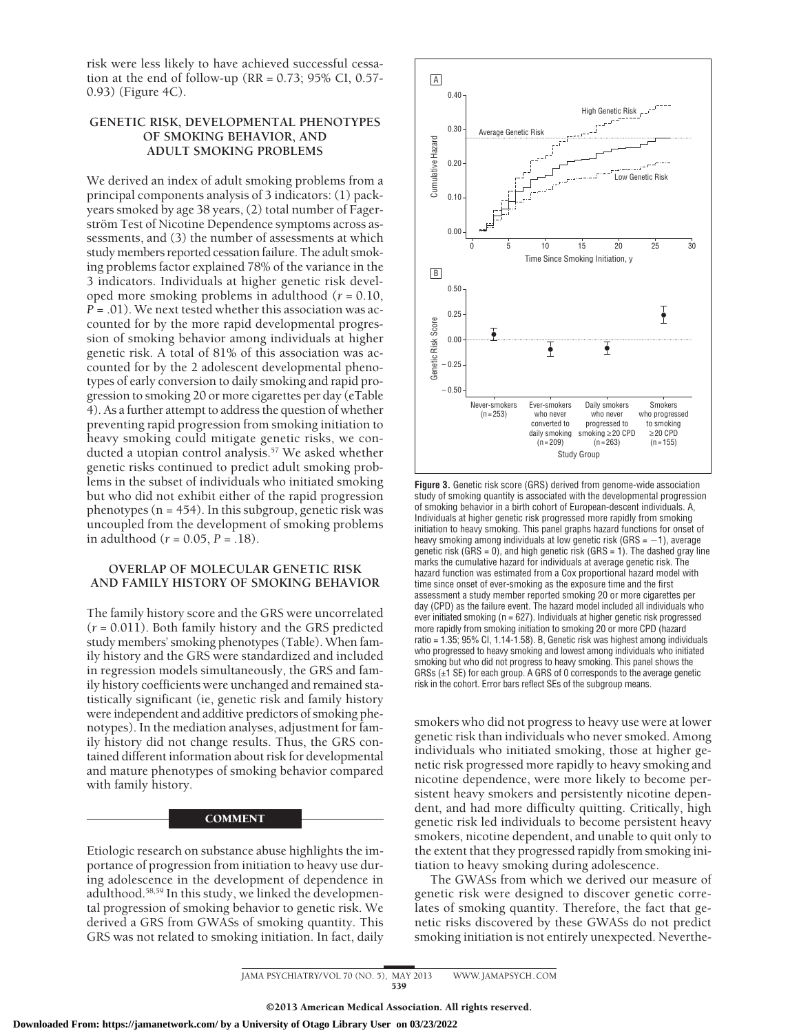risk were less likely to have achieved successful cessation at the end of follow-up (RR = 0.73; 95% CI, 0.57-0.93) (Figure 4C).

### GENETIC RISK, DEVELOPMENTAL PHENOTYPES OF SMOKING BEHAVIOR, AND ADULT SMOKING PROBLEMS

We derived an index of adult smoking problems from a principal components analysis of 3 indicators: (1) pack-years smoked by age 38 years, (2) total number of Fagerström Test of Nicotine Dependence symptoms across assessments, and (3) the number of assessments at which study members reported cessation failure. The adult smoking problems factor explained 78% of the variance in the 3 indicators. Individuals at higher genetic risk developed more smoking problems in adulthood ($r = 0.10$, $P = .01$). We next tested whether this association was accounted for by the more rapid developmental progression of smoking behavior among individuals at higher genetic risk. A total of 81% of this association was accounted for by the 2 adolescent developmental phenotypes of early conversion to daily smoking and rapid progression to smoking 20 or more cigarettes per day (eTable 4). As a further attempt to address the question of whether preventing rapid progression from smoking initiation to heavy smoking could mitigate genetic risks, we conducted a utopian control analysis.[57] We asked whether genetic risks continued to predict adult smoking problems in the subset of individuals who initiated smoking but who did not exhibit either of the rapid progression phenotypes (n = 454). In this subgroup, genetic risk was uncoupled from the development of smoking problems in adulthood ($r = 0.05$, $P = .18$).

### OVERLAP OF MOLECULAR GENETIC RISK AND FAMILY HISTORY OF SMOKING BEHAVIOR

The family history score and the GRS were uncorrelated ($r = 0.011$). Both family history and the GRS predicted study members' smoking phenotypes (Table). When family history and the GRS were standardized and included in regression models simultaneously, the GRS and family history coefficients were unchanged and remained statistically significant (ie, genetic risk and family history were independent and additive predictors of smoking phenotypes). In the mediation analyses, adjustment for family history did not change results. Thus, the GRS contained different information about risk for developmental and mature phenotypes of smoking behavior compared with family history.

## COMMENT

Etiologic research on substance abuse highlights the importance of progression from initiation to heavy use during adolescence in the development of dependence in adulthood.[58,59] In this study, we linked the developmental progression of smoking behavior to genetic risk. We derived a GRS from GWASs of smoking quantity. This GRS was not related to smoking initiation. In fact, daily smokers who did not progress to heavy use were at lower genetic risk than individuals who never smoked. Among individuals who initiated smoking, those at higher genetic risk progressed more rapidly to heavy smoking and nicotine dependence, were more likely to become persistent heavy smokers and persistently nicotine dependent, and had more difficulty quitting. Critically, high genetic risk led individuals to become persistent heavy smokers, nicotine dependent, and unable to quit only to the extent that they progressed rapidly from smoking initiation to heavy smoking during adolescence.

The GWASs from which we derived our measure of genetic risk were designed to discover genetic correlates of smoking quantity. Therefore, the fact that genetic risks discovered by these GWASs do not predict smoking initiation is not entirely unexpected. Neverthe-

A

Cumulative Hazard

0.40
0.30
0.20
0.10
0.00

High Genetic Risk
Average Genetic Risk
Low Genetic Risk

0 5 10 15 20 25 30

Time Since Smoking Initiation, y

B

Genetic Risk Score

0.50
0.25
0.00
−0.25
−0.50

Never-smokers (n = 253)
Ever-smokers who never converted to daily smoking (n = 209)
Daily smokers who never progressed to smoking ≥20 CPD (n = 263)
Smokers who progressed to smoking ≥20 CPD (n = 155)

Study Group

**Figure 3.** Genetic risk score (GRS) derived from genome-wide association study of smoking quantity is associated with the developmental progression of smoking behavior in a birth cohort of European-descent individuals. A, Individuals at higher genetic risk progressed more rapidly from smoking initiation to heavy smoking. This panel graphs hazard functions for onset of heavy smoking among individuals at low genetic risk (GRS = −1), average genetic risk (GRS = 0), and high genetic risk (GRS = 1). The dashed gray line marks the cumulative hazard for individuals at average genetic risk. The hazard function was estimated from a Cox proportional hazard model with time since onset of ever-smoking as the exposure time and the first assessment a study member reported smoking 20 or more cigarettes per day (CPD) as the failure event. The hazard model included all individuals who ever initiated smoking (n = 627). Individuals at higher genetic risk progressed more rapidly from smoking initiation to smoking 20 or more CPD (hazard ratio = 1.35; 95% CI, 1.14-1.58). B, Genetic risk was highest among individuals who progressed to heavy smoking and lowest among individuals who initiated smoking but who did not progress to heavy smoking. This panel shows the GRSs (±1 SE) for each group. A GRS of 0 corresponds to the average genetic risk in the cohort. Error bars reflect SEs of the subgroup means.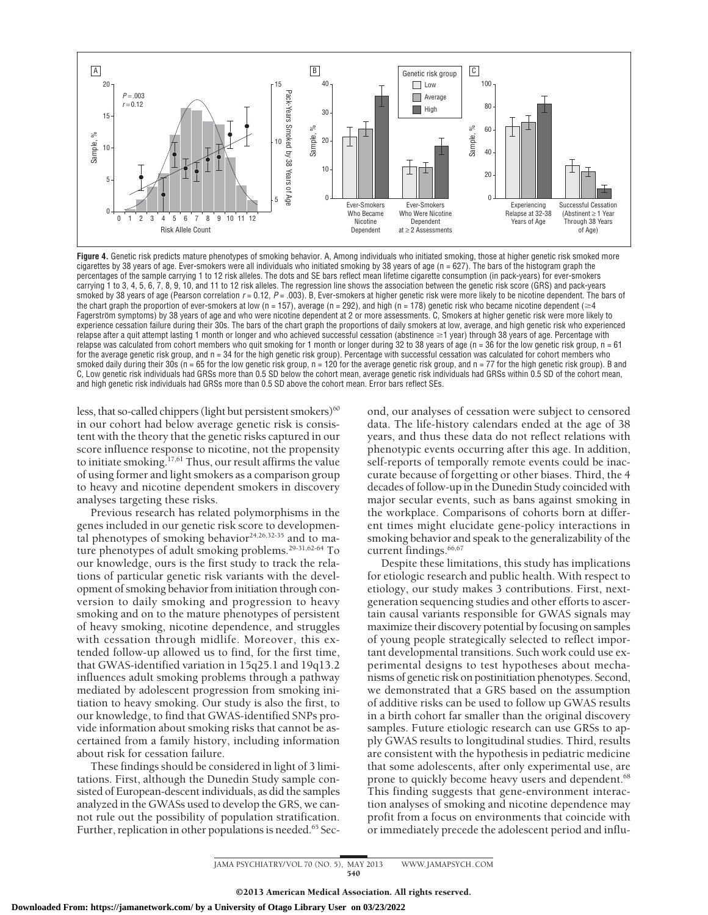**Figure 4.** Genetic risk predicts mature phenotypes of smoking behavior. A, Among individuals who initiated smoking, those at higher genetic risk smoked more cigarettes by 38 years of age. Ever-smokers were all individuals who initiated smoking by 38 years of age (n = 627). The bars of the histogram graph the percentages of the sample carrying 1 to 12 risk alleles. The dots and SE bars reflect mean lifetime cigarette consumption (in pack-years) for ever-smokers carrying 1 to 3, 4, 5, 6, 7, 8, 9, 10, and 11 to 12 risk alleles. The regression line shows the association between the genetic risk score (GRS) and pack-years smoked by 38 years of age (Pearson correlation $r = 0.12$, $P = .003$). B, Ever-smokers at higher genetic risk were more likely to be nicotine dependent. The bars of the chart graph the proportion of ever-smokers at low (n = 157), average (n = 292), and high (n = 178) genetic risk who became nicotine dependent (≥4 Fagerström symptoms) by 38 years of age and who were nicotine dependent at 2 or more assessments. C, Smokers at higher genetic risk were more likely to experience cessation failure during their 30s. The bars of the chart graph the proportions of daily smokers at low, average, and high genetic risk who experienced relapse after a quit attempt lasting 1 month or longer and who achieved successful cessation (abstinence ≥1 year) through 38 years of age. Percentage with relapse was calculated from cohort members who quit smoking for 1 month or longer during 32 to 38 years of age (n = 36 for the low genetic risk group, n = 61 for the average genetic risk group, and n = 34 for the high genetic risk group). Percentage with successful cessation was calculated for cohort members who smoked daily during their 30s (n = 65 for the low genetic risk group, n = 120 for the average genetic risk group, and n = 77 for the high genetic risk group). B and C, Low genetic risk individuals had GRSs more than 0.5 SD below the cohort mean, average genetic risk individuals had GRSs within 0.5 SD of the cohort mean, and high genetic risk individuals had GRSs more than 0.5 SD above the cohort mean. Error bars reflect SEs.

less, that so-called chippers (light but persistent smokers)[60] in our cohort had below average genetic risk is consistent with the theory that the genetic risks captured in our score influence response to nicotine, not the propensity to initiate smoking.[17,61] Thus, our result affirms the value of using former and light smokers as a comparison group to heavy and nicotine dependent smokers in discovery analyses targeting these risks.

Previous research has related polymorphisms in the genes included in our genetic risk score to developmental phenotypes of smoking behavior[24,26,32-35] and to mature phenotypes of adult smoking problems.[29-31,62-64] To our knowledge, ours is the first study to track the relations of particular genetic risk variants with the development of smoking behavior from initiation through conversion to daily smoking and progression to heavy smoking and on to the mature phenotypes of persistent of heavy smoking, nicotine dependence, and struggles with cessation through midlife. Moreover, this extended follow-up allowed us to find, for the first time, that GWAS-identified variation in 15q25.1 and 19q13.2 influences adult smoking problems through a pathway mediated by adolescent progression from smoking initiation to heavy smoking. Our study is also the first, to our knowledge, to find that GWAS-identified SNPs provide information about smoking risks that cannot be ascertained from a family history, including information about risk for cessation failure.

These findings should be considered in light of 3 limitations. First, although the Dunedin Study sample consisted of European-descent individuals, as did the samples analyzed in the GWASs used to develop the GRS, we cannot rule out the possibility of population stratification. Further, replication in other populations is needed.[65] Second, our analyses of cessation were subject to censored data. The life-history calendars ended at the age of 38 years, and thus these data do not reflect relations with phenotypic events occurring after this age. In addition, self-reports of temporally remote events could be inaccurate because of forgetting or other biases. Third, the 4 decades of follow-up in the Dunedin Study coincided with major secular events, such as bans against smoking in the workplace. Comparisons of cohorts born at different times might elucidate gene-policy interactions in smoking behavior and speak to the generalizability of the current findings.[66,67]

Despite these limitations, this study has implications for etiologic research and public health. With respect to etiology, our study makes 3 contributions. First, next-generation sequencing studies and other efforts to ascertain causal variants responsible for GWAS signals may maximize their discovery potential by focusing on samples of young people strategically selected to reflect important developmental transitions. Such work could use experimental designs to test hypotheses about mechanisms of genetic risk on postinitiation phenotypes. Second, we demonstrated that a GRS based on the assumption of additive risks can be used to follow up GWAS results in a birth cohort far smaller than the original discovery samples. Future etiologic research can use GRSs to apply GWAS results to longitudinal studies. Third, results are consistent with the hypothesis in pediatric medicine that some adolescents, after only experimental use, are prone to quickly become heavy users and dependent.[68] This finding suggests that gene-environment interaction analyses of smoking and nicotine dependence may profit from a focus on environments that coincide with or immediately precede the adolescent period and influ-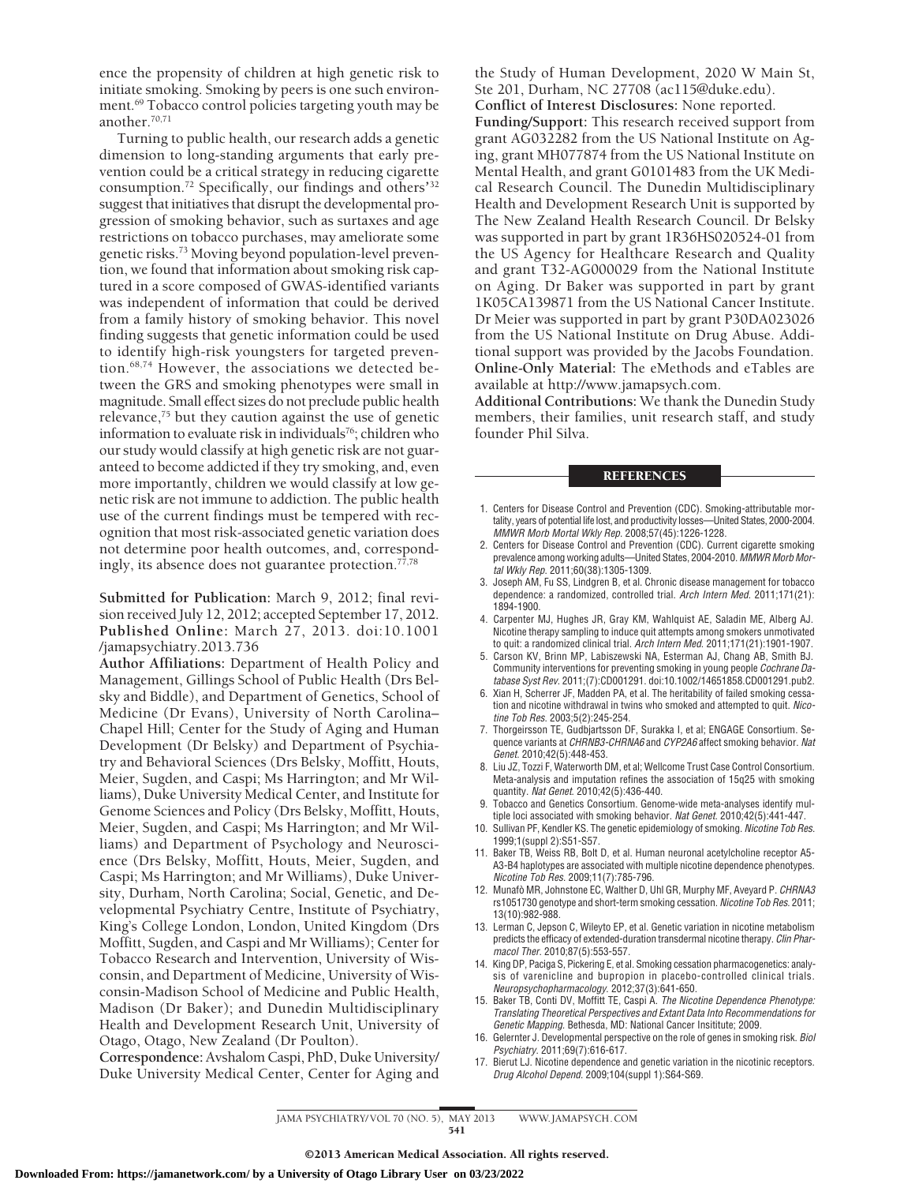ence the propensity of children at high genetic risk to initiate smoking. Smoking by peers is one such environment.[69] Tobacco control policies targeting youth may be another.[70,71]

Turning to public health, our research adds a genetic dimension to long-standing arguments that early prevention could be a critical strategy in reducing cigarette consumption.[72] Specifically, our findings and others'[32] suggest that initiatives that disrupt the developmental progression of smoking behavior, such as surtaxes and age restrictions on tobacco purchases, may ameliorate some genetic risks.[73] Moving beyond population-level prevention, we found that information about smoking risk captured in a score composed of GWAS-identified variants was independent of information that could be derived from a family history of smoking behavior. This novel finding suggests that genetic information could be used to identify high-risk youngsters for targeted prevention.[68,74] However, the associations we detected between the GRS and smoking phenotypes were small in magnitude. Small effect sizes do not preclude public health relevance,[75] but they caution against the use of genetic information to evaluate risk in individuals[76]; children who our study would classify at high genetic risk are not guaranteed to become addicted if they try smoking, and, even more importantly, children we would classify at low genetic risk are not immune to addiction. The public health use of the current findings must be tempered with recognition that most risk-associated genetic variation does not determine poor health outcomes, and, correspondingly, its absence does not guarantee protection.[77,78]

**Submitted for Publication:** March 9, 2012; final revision received July 12, 2012; accepted September 17, 2012.

**Published Online:** March 27, 2013. doi:10.1001/jamapsychiatry.2013.736

**Author Affiliations:** Department of Health Policy and Management, Gillings School of Public Health (Drs Belsky and Biddle), and Department of Genetics, School of Medicine (Dr Evans), University of North Carolina–Chapel Hill; Center for the Study of Aging and Human Development (Dr Belsky) and Department of Psychiatry and Behavioral Sciences (Drs Belsky, Moffitt, Houts, Meier, Sugden, and Caspi; Ms Harrington; and Mr Williams), Duke University Medical Center, and Institute for Genome Sciences and Policy (Drs Belsky, Moffitt, Houts, Meier, Sugden, and Caspi; Ms Harrington; and Mr Williams) and Department of Psychology and Neuroscience (Drs Belsky, Moffitt, Houts, Meier, Sugden, and Caspi; Ms Harrington; and Mr Williams), Duke University, Durham, North Carolina; Social, Genetic, and Developmental Psychiatry Centre, Institute of Psychiatry, King's College London, London, United Kingdom (Drs Moffitt, Sugden, and Caspi and Mr Williams); Center for Tobacco Research and Intervention, University of Wisconsin, and Department of Medicine, University of Wisconsin-Madison School of Medicine and Public Health, Madison (Dr Baker); and Dunedin Multidisciplinary Health and Development Research Unit, University of Otago, Otago, New Zealand (Dr Poulton).

**Correspondence:** Avshalom Caspi, PhD, Duke University/Duke University Medical Center, Center for Aging and the Study of Human Development, 2020 W Main St, Ste 201, Durham, NC 27708 (ac115@duke.edu).

**Conflict of Interest Disclosures:** None reported.

**Funding/Support:** This research received support from grant AG032282 from the US National Institute on Aging, grant MH077874 from the US National Institute on Mental Health, and grant G0101483 from the UK Medical Research Council. The Dunedin Multidisciplinary Health and Development Research Unit is supported by The New Zealand Health Research Council. Dr Belsky was supported in part by grant 1R36HS020524-01 from the US Agency for Healthcare Research and Quality and grant T32-AG000029 from the National Institute on Aging. Dr Baker was supported in part by grant 1K05CA139871 from the US National Cancer Institute. Dr Meier was supported in part by grant P30DA023026 from the US National Institute on Drug Abuse. Additional support was provided by the Jacobs Foundation.

**Online-Only Material:** The eMethods and eTables are available at http://www.jamapsych.com.

**Additional Contributions:** We thank the Dunedin Study members, their families, unit research staff, and study founder Phil Silva.

## REFERENCES

1. Centers for Disease Control and Prevention (CDC). Smoking-attributable mortality, years of potential life lost, and productivity losses—United States, 2000-2004. *MMWR Morb Mortal Wkly Rep*. 2008;57(45):1226-1228.
2. Centers for Disease Control and Prevention (CDC). Current cigarette smoking prevalence among working adults—United States, 2004-2010. *MMWR Morb Mortal Wkly Rep*. 2011;60(38):1305-1309.
3. Joseph AM, Fu SS, Lindgren B, et al. Chronic disease management for tobacco dependence: a randomized, controlled trial. *Arch Intern Med*. 2011;171(21):1894-1900.
4. Carpenter MJ, Hughes JR, Gray KM, Wahlquist AE, Saladin ME, Alberg AJ. Nicotine therapy sampling to induce quit attempts among smokers unmotivated to quit: a randomized clinical trial. *Arch Intern Med*. 2011;171(21):1901-1907.
5. Carson KV, Brinn MP, Labiszewski NA, Esterman AJ, Chang AB, Smith BJ. Community interventions for preventing smoking in young people *Cochrane Database Syst Rev*. 2011;(7):CD001291. doi:10.1002/14651858.CD001291.pub2.
6. Xian H, Scherrer JF, Madden PA, et al. The heritability of failed smoking cessation and nicotine withdrawal in twins who smoked and attempted to quit. *Nicotine Tob Res*. 2003;5(2):245-254.
7. Thorgeirsson TE, Gudbjartsson DF, Surakka I, et al; ENGAGE Consortium. Sequence variants at *CHRNB3-CHRNA6* and *CYP2A6* affect smoking behavior. *Nat Genet*. 2010;42(5):448-453.
8. Liu JZ, Tozzi F, Waterworth DM, et al; Wellcome Trust Case Control Consortium. Meta-analysis and imputation refines the association of 15q25 with smoking quantity. *Nat Genet*. 2010;42(5):436-440.
9. Tobacco and Genetics Consortium. Genome-wide meta-analyses identify multiple loci associated with smoking behavior. *Nat Genet*. 2010;42(5):441-447.
10. Sullivan PF, Kendler KS. The genetic epidemiology of smoking. *Nicotine Tob Res*. 1999;1(suppl 2):S51-S57.
11. Baker TB, Weiss RB, Bolt D, et al. Human neuronal acetylcholine receptor A5-A3-B4 haplotypes are associated with multiple nicotine dependence phenotypes. *Nicotine Tob Res*. 2009;11(7):785-796.
12. Munafò MR, Johnstone EC, Walther D, Uhl GR, Murphy MF, Aveyard P. *CHRNA3* rs1051730 genotype and short-term smoking cessation. *Nicotine Tob Res*. 2011;13(10):982-988.
13. Lerman C, Jepson C, Wileyto EP, et al. Genetic variation in nicotine metabolism predicts the efficacy of extended-duration transdermal nicotine therapy. *Clin Pharmacol Ther*. 2010;87(5):553-557.
14. King DP, Paciga S, Pickering E, et al. Smoking cessation pharmacogenetics: analysis of varenicline and bupropion in placebo-controlled clinical trials. *Neuropsychopharmacology*. 2012;37(3):641-650.
15. Baker TB, Conti DV, Moffitt TE, Caspi A. *The Nicotine Dependence Phenotype: Translating Theoretical Perspectives and Extant Data Into Recommendations for Genetic Mapping*. Bethesda, MD: National Cancer Insititute; 2009.
16. Gelernter J. Developmental perspective on the role of genes in smoking risk. *Biol Psychiatry*. 2011;69(7):616-617.
17. Bierut LJ. Nicotine dependence and genetic variation in the nicotinic receptors. *Drug Alcohol Depend*. 2009;104(suppl 1):S64-S69.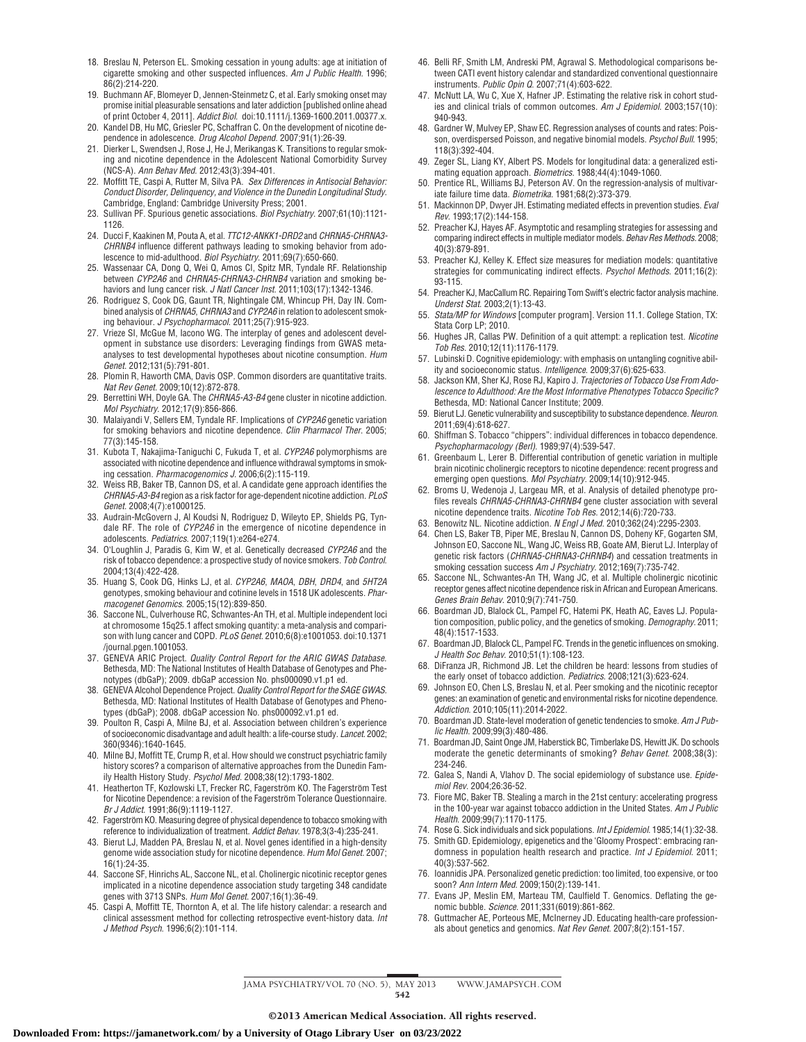18. Breslau N, Peterson EL. Smoking cessation in young adults: age at initiation of cigarette smoking and other suspected influences. *Am J Public Health*. 1996; 86(2):214-220.
19. Buchmann AF, Blomeyer D, Jennen-Steinmetz C, et al. Early smoking onset may promise initial pleasurable sensations and later addiction [published online ahead of print October 4, 2011]. *Addict Biol*. doi:10.1111/j.1369-1600.2011.00377.x.
20. Kandel DB, Hu MC, Griesler PC, Schaffran C. On the development of nicotine dependence in adolescence. *Drug Alcohol Depend*. 2007;91(1):26-39.
21. Dierker L, Swendsen J, Rose J, He J, Merikangas K. Transitions to regular smoking and nicotine dependence in the Adolescent National Comorbidity Survey (NCS-A). *Ann Behav Med*. 2012;43(3):394-401.
22. Moffitt TE, Caspi A, Rutter M, Silva PA. *Sex Differences in Antisocial Behavior: Conduct Disorder, Delinquency, and Violence in the Dunedin Longitudinal Study*. Cambridge, England: Cambridge University Press; 2001.
23. Sullivan PF. Spurious genetic associations. *Biol Psychiatry*. 2007;61(10):1121-1126.
24. Ducci F, Kaakinen M, Pouta A, et al. *TTC12-ANKK1-DRD2* and *CHRNA5-CHRNA3-CHRNB4* influence different pathways leading to smoking behavior from adolescence to mid-adulthood. *Biol Psychiatry*. 2011;69(7):650-660.
25. Wassenaar CA, Dong Q, Wei Q, Amos CI, Spitz MR, Tyndale RF. Relationship between *CYP2A6* and *CHRNA5-CHRNA3-CHRNB4* variation and smoking behaviors and lung cancer risk. *J Natl Cancer Inst*. 2011;103(17):1342-1346.
26. Rodriguez S, Cook DG, Gaunt TR, Nightingale CM, Whincup PH, Day IN. Combined analysis of *CHRNA5*, *CHRNA3* and *CYP2A6* in relation to adolescent smoking behaviour. *J Psychopharmacol*. 2011;25(7):915-923.
27. Vrieze SI, McGue M, Iacono WG. The interplay of genes and adolescent development in substance use disorders: Leveraging findings from GWAS meta-analyses to test developmental hypotheses about nicotine consumption. *Hum Genet*. 2012;131(5):791-801.
28. Plomin R, Haworth CMA, Davis OSP. Common disorders are quantitative traits. *Nat Rev Genet*. 2009;10(12):872-878.
29. Berrettini WH, Doyle GA. The *CHRNA5-A3-B4* gene cluster in nicotine addiction. *Mol Psychiatry*. 2012;17(9):856-866.
30. Malaiyandi V, Sellers EM, Tyndale RF. Implications of *CYP2A6* genetic variation for smoking behaviors and nicotine dependence. *Clin Pharmacol Ther*. 2005; 77(3):145-158.
31. Kubota T, Nakajima-Taniguchi C, Fukuda T, et al. *CYP2A6* polymorphisms are associated with nicotine dependence and influence withdrawal symptoms in smoking cessation. *Pharmacogenomics J*. 2006;6(2):115-119.
32. Weiss RB, Baker TB, Cannon DS, et al. A candidate gene approach identifies the *CHRNA5-A3-B4* region as a risk factor for age-dependent nicotine addiction. *PLoS Genet*. 2008;4(7):e1000125.
33. Audrain-McGovern J, Al Koudsi N, Rodriguez D, Wileyto EP, Shields PG, Tyndale RF. The role of *CYP2A6* in the emergence of nicotine dependence in adolescents. *Pediatrics*. 2007;119(1):e264-e274.
34. O'Loughlin J, Paradis G, Kim W, et al. Genetically decreased *CYP2A6* and the risk of tobacco dependence: a prospective study of novice smokers. *Tob Control*. 2004;13(4):422-428.
35. Huang S, Cook DG, Hinks LJ, et al. *CYP2A6*, *MAOA*, *DBH*, *DRD4*, and *5HT2A* genotypes, smoking behaviour and cotinine levels in 1518 UK adolescents. *Pharmacogenet Genomics*. 2005;15(12):839-850.
36. Saccone NL, Culverhouse RC, Schwantes-An TH, et al. Multiple independent loci at chromosome 15q25.1 affect smoking quantity: a meta-analysis and comparison with lung cancer and COPD. *PLoS Genet*. 2010;6(8):e1001053. doi:10.1371/journal.pgen.1001053.
37. GENEVA ARIC Project. *Quality Control Report for the ARIC GWAS Database*. Bethesda, MD: The National Institutes of Health Database of Genotypes and Phenotypes (dbGaP); 2009. dbGaP accession No. phs000090.v1.p1 ed.
38. GENEVA Alcohol Dependence Project. *Quality Control Report for the SAGE GWAS*. Bethesda, MD: National Institutes of Health Database of Genotypes and Phenotypes (dbGaP); 2008. dbGaP accession No. phs000092.v1.p1 ed.
39. Poulton R, Caspi A, Milne BJ, et al. Association between children's experience of socioeconomic disadvantage and adult health: a life-course study. *Lancet*. 2002; 360(9346):1640-1645.
40. Milne BJ, Moffitt TE, Crump R, et al. How should we construct psychiatric family history scores? a comparison of alternative approaches from the Dunedin Family Health History Study. *Psychol Med*. 2008;38(12):1793-1802.
41. Heatherton TF, Kozlowski LT, Frecker RC, Fagerström KO. The Fagerström Test for Nicotine Dependence: a revision of the Fagerström Tolerance Questionnaire. *Br J Addict*. 1991;86(9):1119-1127.
42. Fagerström KO. Measuring degree of physical dependence to tobacco smoking with reference to individualization of treatment. *Addict Behav*. 1978;3(3-4):235-241.
43. Bierut LJ, Madden PA, Breslau N, et al. Novel genes identified in a high-density genome wide association study for nicotine dependence. *Hum Mol Genet*. 2007; 16(1):24-35.
44. Saccone SF, Hinrichs AL, Saccone NL, et al. Cholinergic nicotinic receptor genes implicated in a nicotine dependence association study targeting 348 candidate genes with 3713 SNPs. *Hum Mol Genet*. 2007;16(1):36-49.
45. Caspi A, Moffitt TE, Thornton A, et al. The life history calendar: a research and clinical assessment method for collecting retrospective event-history data. *Int J Method Psych*. 1996;6(2):101-114.
46. Belli RF, Smith LM, Andreski PM, Agrawal S. Methodological comparisons between CATI event history calendar and standardized conventional questionnaire instruments. *Public Opin Q*. 2007;71(4):603-622.
47. McNutt LA, Wu C, Xue X, Hafner JP. Estimating the relative risk in cohort studies and clinical trials of common outcomes. *Am J Epidemiol*. 2003;157(10): 940-943.
48. Gardner W, Mulvey EP, Shaw EC. Regression analyses of counts and rates: Poisson, overdispersed Poisson, and negative binomial models. *Psychol Bull*. 1995; 118(3):392-404.
49. Zeger SL, Liang KY, Albert PS. Models for longitudinal data: a generalized estimating equation approach. *Biometrics*. 1988;44(4):1049-1060.
50. Prentice RL, Williams BJ, Peterson AV. On the regression-analysis of multivariate failure time data. *Biometrika*. 1981;68(2):373-379.
51. Mackinnon DP, Dwyer JH. Estimating mediated effects in prevention studies. *Eval Rev*. 1993;17(2):144-158.
52. Preacher KJ, Hayes AF. Asymptotic and resampling strategies for assessing and comparing indirect effects in multiple mediator models. *Behav Res Methods*. 2008; 40(3):879-891.
53. Preacher KJ, Kelley K. Effect size measures for mediation models: quantitative strategies for communicating indirect effects. *Psychol Methods*. 2011;16(2): 93-115.
54. Preacher KJ, MacCallum RC. Repairing Tom Swift's electric factor analysis machine. *Underst Stat*. 2003;2(1):13-43.
55. *Stata/MP for Windows* [computer program]. Version 11.1. College Station, TX: Stata Corp LP; 2010.
56. Hughes JR, Callas PW. Definition of a quit attempt: a replication test. *Nicotine Tob Res*. 2010;12(11):1176-1179.
57. Lubinski D. Cognitive epidemiology: with emphasis on untangling cognitive ability and socioeconomic status. *Intelligence*. 2009;37(6):625-633.
58. Jackson KM, Sher KJ, Rose RJ, Kapiro J. *Trajectories of Tobacco Use From Adolescence to Adulthood: Are the Most Informative Phenotypes Tobacco Specific?* Bethesda, MD: National Cancer Institute; 2009.
59. Bierut LJ. Genetic vulnerability and susceptibility to substance dependence. *Neuron*. 2011;69(4):618-627.
60. Shiffman S. Tobacco "chippers": individual differences in tobacco dependence. *Psychopharmacology (Berl)*. 1989;97(4):539-547.
61. Greenbaum L, Lerer B. Differential contribution of genetic variation in multiple brain nicotinic cholinergic receptors to nicotine dependence: recent progress and emerging open questions. *Mol Psychiatry*. 2009;14(10):912-945.
62. Broms U, Wedenoja J, Largeau MR, et al. Analysis of detailed phenotype profiles reveals *CHRNA5-CHRNA3-CHRNB4* gene cluster association with several nicotine dependence traits. *Nicotine Tob Res*. 2012;14(6):720-733.
63. Benowitz NL. Nicotine addiction. *N Engl J Med*. 2010;362(24):2295-2303.
64. Chen LS, Baker TB, Piper ME, Breslau N, Cannon DS, Doheny KF, Gogarten SM, Johnson EO, Saccone NL, Wang JC, Weiss RB, Goate AM, Bierut LJ. Interplay of genetic risk factors (*CHRNA5-CHRNA3-CHRNB4*) and cessation treatments in smoking cessation success *Am J Psychiatry*. 2012;169(7):735-742.
65. Saccone NL, Schwantes-An TH, Wang JC, et al. Multiple cholinergic nicotinic receptor genes affect nicotine dependence risk in African and European Americans. *Genes Brain Behav*. 2010;9(7):741-750.
66. Boardman JD, Blalock CL, Pampel FC, Hatemi PK, Heath AC, Eaves LJ. Population composition, public policy, and the genetics of smoking. *Demography*. 2011; 48(4):1517-1533.
67. Boardman JD, Blalock CL, Pampel FC. Trends in the genetic influences on smoking. *J Health Soc Behav*. 2010;51(1):108-123.
68. DiFranza JR, Richmond JB. Let the children be heard: lessons from studies of the early onset of tobacco addiction. *Pediatrics*. 2008;121(3):623-624.
69. Johnson EO, Chen LS, Breslau N, et al. Peer smoking and the nicotinic receptor genes: an examination of genetic and environmental risks for nicotine dependence. *Addiction*. 2010;105(11):2014-2022.
70. Boardman JD. State-level moderation of genetic tendencies to smoke. *Am J Public Health*. 2009;99(3):480-486.
71. Boardman JD, Saint Onge JM, Haberstick BC, Timberlake DS, Hewitt JK. Do schools moderate the genetic determinants of smoking? *Behav Genet*. 2008;38(3): 234-246.
72. Galea S, Nandi A, Vlahov D. The social epidemiology of substance use. *Epidemiol Rev*. 2004;26:36-52.
73. Fiore MC, Baker TB. Stealing a march in the 21st century: accelerating progress in the 100-year war against tobacco addiction in the United States. *Am J Public Health*. 2009;99(7):1170-1175.
74. Rose G. Sick individuals and sick populations. *Int J Epidemiol*. 1985;14(1):32-38.
75. Smith GD. Epidemiology, epigenetics and the 'Gloomy Prospect': embracing randomness in population health research and practice. *Int J Epidemiol*. 2011; 40(3):537-562.
76. Ioannidis JPA. Personalized genetic prediction: too limited, too expensive, or too soon? *Ann Intern Med*. 2009;150(2):139-141.
77. Evans JP, Meslin EM, Marteau TM, Caulfield T. Genomics. Deflating the genomic bubble. *Science*. 2011;331(6019):861-862.
78. Guttmacher AE, Porteous ME, McInerney JD. Educating health-care professionals about genetics and genomics. *Nat Rev Genet*. 2007;8(2):151-157.